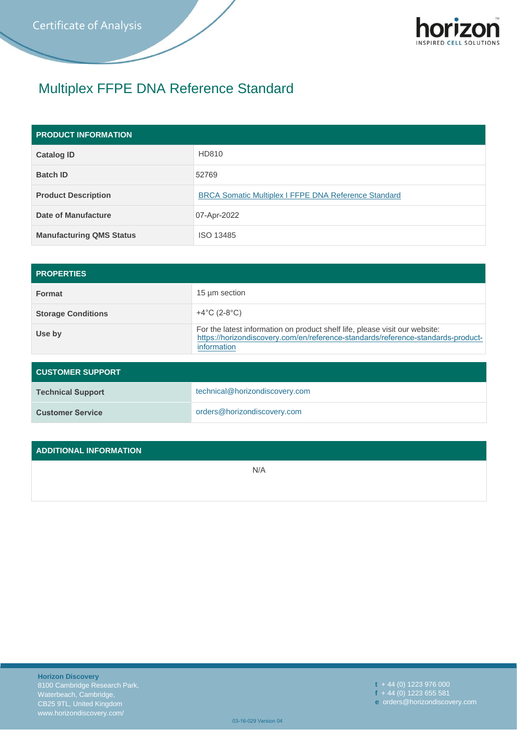Certificate of Analysis

# Multiplex FFPE DNA Reference Standard

| PRODUCT INFORMATION | |
|---|---|
| **Catalog ID** | HD810 |
| **Batch ID** | 52769 |
| **Product Description** | BRCA Somatic Multiplex I FFPE DNA Reference Standard |
| **Date of Manufacture** | 07-Apr-2022 |
| **Manufacturing QMS Status** | ISO 13485 |

| PROPERTIES | |
|---|---|
| **Format** | 15 µm section |
| **Storage Conditions** | +4°C (2-8°C) |
| **Use by** | For the latest information on product shelf life, please visit our website: https://horizondiscovery.com/en/reference-standards/reference-standards-product-information |

| CUSTOMER SUPPORT | |
|---|---|
| **Technical Support** | technical@horizondiscovery.com |
| **Customer Service** | orders@horizondiscovery.com |

| ADDITIONAL INFORMATION |
|---|
| N/A |

**Horizon Discovery**
8100 Cambridge Research Park,
Waterbeach, Cambridge,
CB25 9TL, United Kingdom
www.horizondiscovery.com/

t + 44 (0) 1223 976 000
f + 44 (0) 1223 655 581
e orders@horizondiscovery.com

03-16-029 Version 04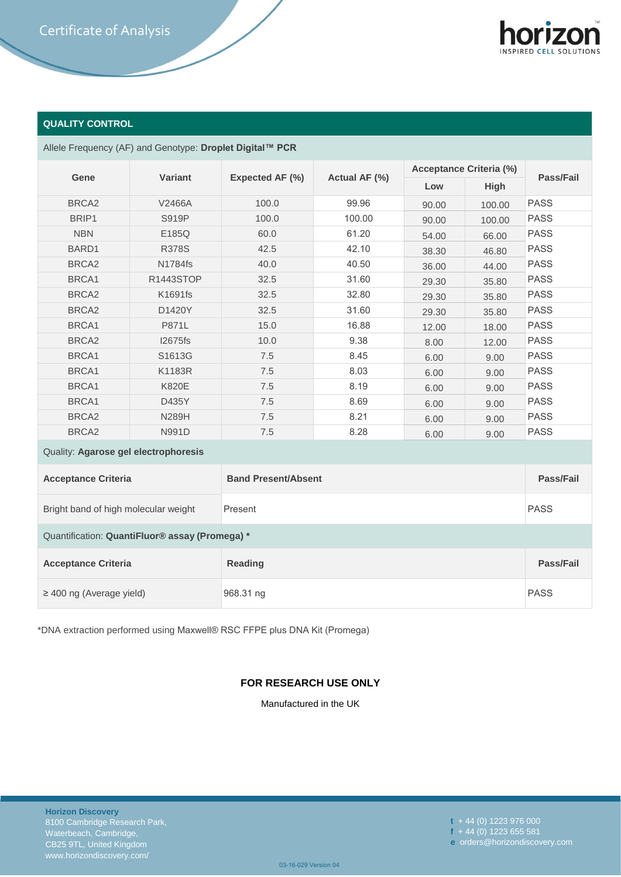Certificate of Analysis

## QUALITY CONTROL

Allele Frequency (AF) and Genotype: **Droplet Digital™ PCR**

| Gene | Variant | Expected AF (%) | Actual AF (%) | Acceptance Criteria (%) | | Pass/Fail |
|---|---|---|---|---|---|---|
| | | | | Low | High | |
| BRCA2 | V2466A | 100.0 | 99.96 | 90.00 | 100.00 | PASS |
| BRIP1 | S919P | 100.0 | 100.00 | 90.00 | 100.00 | PASS |
| NBN | E185Q | 60.0 | 61.20 | 54.00 | 66.00 | PASS |
| BARD1 | R378S | 42.5 | 42.10 | 38.30 | 46.80 | PASS |
| BRCA2 | N1784fs | 40.0 | 40.50 | 36.00 | 44.00 | PASS |
| BRCA1 | R1443STOP | 32.5 | 31.60 | 29.30 | 35.80 | PASS |
| BRCA2 | K1691fs | 32.5 | 32.80 | 29.30 | 35.80 | PASS |
| BRCA2 | D1420Y | 32.5 | 31.60 | 29.30 | 35.80 | PASS |
| BRCA1 | P871L | 15.0 | 16.88 | 12.00 | 18.00 | PASS |
| BRCA2 | I2675fs | 10.0 | 9.38 | 8.00 | 12.00 | PASS |
| BRCA1 | S1613G | 7.5 | 8.45 | 6.00 | 9.00 | PASS |
| BRCA1 | K1183R | 7.5 | 8.03 | 6.00 | 9.00 | PASS |
| BRCA1 | K820E | 7.5 | 8.19 | 6.00 | 9.00 | PASS |
| BRCA1 | D435Y | 7.5 | 8.69 | 6.00 | 9.00 | PASS |
| BRCA2 | N289H | 7.5 | 8.21 | 6.00 | 9.00 | PASS |
| BRCA2 | N991D | 7.5 | 8.28 | 6.00 | 9.00 | PASS |

Quality: **Agarose gel electrophoresis**

| Acceptance Criteria | Band Present/Absent | Pass/Fail |
|---|---|---|
| Bright band of high molecular weight | Present | PASS |

Quantification: **QuantiFluor® assay (Promega) ***

| Acceptance Criteria | Reading | Pass/Fail |
|---|---|---|
| ≥ 400 ng (Average yield) | 968.31 ng | PASS |

*DNA extraction performed using Maxwell® RSC FFPE plus DNA Kit (Promega)

**FOR RESEARCH USE ONLY**

Manufactured in the UK

**Horizon Discovery**
8100 Cambridge Research Park,
Waterbeach, Cambridge,
CB25 9TL, United Kingdom
www.horizondiscovery.com/

t + 44 (0) 1223 976 000
f + 44 (0) 1223 655 581
e orders@horizondiscovery.com

03-16-029 Version 04